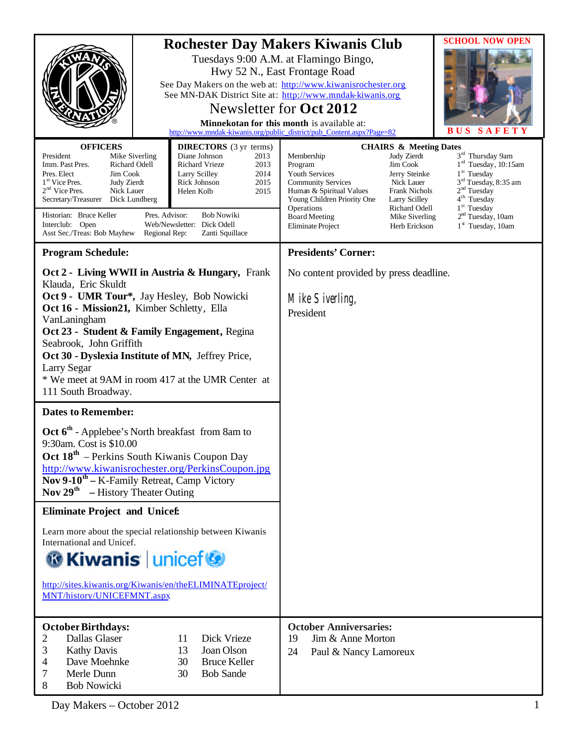# Rochester Day Makers Kiwanis Club

Tuesdays 9:00 A.M. at Flamingo Bingo,
Hwy 52 N., East Frontage Road

See Day Makers on the web at: http://www.kiwanisrochester.org
See MN-DAK District Site at: http://www.mndak-kiwanis.org

## Newsletter for Oct 2012

**Minnekotan for this month** is available at:
http://www.mndak-kiwanis.org/public_district/pub_Content.aspx?Page=82

**SCHOOL NOW OPEN**

**BUS SAFETY**

### OFFICERS

| Office | Name |
|---|---|
| President | Mike Siverling |
| Imm. Past Pres. | Richard Odell |
| Pres. Elect | Jim Cook |
| 1st Vice Pres. | Judy Zierdt |
| 2nd Vice Pres. | Nick Lauer |
| Secretary/Treasurer | Dick Lundberg |

### DIRECTORS (3 yr terms)

| Name | Term |
|---|---|
| Diane Johnson | 2013 |
| Richard Vrieze | 2013 |
| Larry Scilley | 2014 |
| Rick Johnson | 2015 |
| Helen Kolb | 2015 |

Historian: Bruce Keller
Interclub: Open
Asst Sec./Treas: Bob Mayhew
Pres. Advisor: Bob Nowiki
Web/Newsletter: Dick Odell
Regional Rep: Zanti Squillace

### CHAIRS & Meeting Dates

| Chair | Name | Meeting Date |
|---|---|---|
| Membership | Judy Zierdt | 3rd Thursday 9am |
| Program | Jim Cook | 1st Tuesday, 10:15am |
| Youth Services | Jerry Steinke | 1st Tuesday |
| Community Services | Nick Lauer | 3rd Tuesday, 8:35 am |
| Human & Spiritual Values | Frank Nichols | 2nd Tuesday |
| Young Children Priority One | Larry Scilley | 4th Tuesday |
| Operations | Richard Odell | 1st Tuesday |
| Board Meeting | Mike Siverling | 2nd Tuesday, 10am |
| Eliminate Project | Herb Erickson | 1st Tuesday, 10am |

## Program Schedule:

**Oct 2 - Living WWII in Austria & Hungary,** Frank Klauda, Eric Skuldt
**Oct 9 - UMR Tour\*,** Jay Hesley, Bob Nowicki
**Oct 16 - Mission21,** Kimber Schletty, Ella VanLaningham
**Oct 23 - Student & Family Engagement,** Regina Seabrook, John Griffith
**Oct 30 - Dyslexia Institute of MN,** Jeffrey Price, Larry Segar
\* We meet at 9AM in room 417 at the UMR Center at 111 South Broadway.

## Dates to Remember:

**Oct 6th** - Applebee's North breakfast from 8am to 9:30am. Cost is $10.00
**Oct 18th** – Perkins South Kiwanis Coupon Day
http://www.kiwanisrochester.org/PerkinsCoupon.jpg
**Nov 9-10th** – K-Family Retreat, Camp Victory
**Nov 29th** – History Theater Outing

## Eliminate Project and Unicef:

Learn more about the special relationship between Kiwanis International and Unicef.

Kiwanis | unicef

http://sites.kiwanis.org/Kiwanis/en/theELIMINATEproject/MNT/history/UNICEFMNT.aspx

## Presidents' Corner:

No content provided by press deadline.

*Mike Siverling,*
President

## October Birthdays:

| Day | Name |
|---|---|
| 2 | Dallas Glaser |
| 3 | Kathy Davis |
| 4 | Dave Moehnke |
| 7 | Merle Dunn |
| 8 | Bob Nowicki |
| 11 | Dick Vrieze |
| 13 | Joan Olson |
| 30 | Bruce Keller |
| 30 | Bob Sande |

## October Anniversaries:

| Day | Names |
|---|---|
| 19 | Jim & Anne Morton |
| 24 | Paul & Nancy Lamoreux |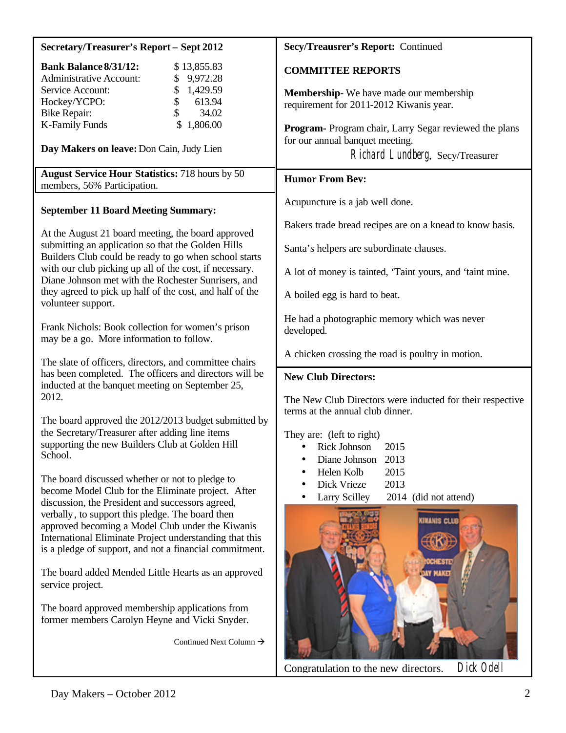**Secretary/Treasurer's Report – Sept 2012**

| | |
|---|---|
| **Bank Balance 8/31/12:** | $ 13,855.83 |
| Administrative Account: | $ 9,972.28 |
| Service Account: | $ 1,429.59 |
| Hockey/YCPO: | $ 613.94 |
| Bike Repair: | $ 34.02 |
| K-Family Funds | $ 1,806.00 |

**Day Makers on leave:** Don Cain, Judy Lien

**August Service Hour Statistics:** 718 hours by 50 members, 56% Participation.

**September 11 Board Meeting Summary:**

At the August 21 board meeting, the board approved submitting an application so that the Golden Hills Builders Club could be ready to go when school starts with our club picking up all of the cost, if necessary. Diane Johnson met with the Rochester Sunrisers, and they agreed to pick up half of the cost, and half of the volunteer support.

Frank Nichols: Book collection for women's prison may be a go. More information to follow.

The slate of officers, directors, and committee chairs has been completed. The officers and directors will be inducted at the banquet meeting on September 25, 2012.

The board approved the 2012/2013 budget submitted by the Secretary/Treasurer after adding line items supporting the new Builders Club at Golden Hill School.

The board discussed whether or not to pledge to become Model Club for the Eliminate project. After discussion, the President and successors agreed, verbally, to support this pledge. The board then approved becoming a Model Club under the Kiwanis International Eliminate Project understanding that this is a pledge of support, and not a financial commitment.

The board added Mended Little Hearts as an approved service project.

The board approved membership applications from former members Carolyn Heyne and Vicki Snyder.

Continued Next Column →

**Secy/Treausrer's Report:** Continued

**COMMITTEE REPORTS**

**Membership**- We have made our membership requirement for 2011-2012 Kiwanis year.

**Program**- Program chair, Larry Segar reviewed the plans for our annual banquet meeting.

Richard Lundberg, Secy/Treasurer

**Humor From Bev:**

Acupuncture is a jab well done.

Bakers trade bread recipes are on a knead to know basis.

Santa's helpers are subordinate clauses.

A lot of money is tainted, 'Taint yours, and 'taint mine.

A boiled egg is hard to beat.

He had a photographic memory which was never developed.

A chicken crossing the road is poultry in motion.

**New Club Directors:**

The New Club Directors were inducted for their respective terms at the annual club dinner.

They are: (left to right)

- Rick Johnson 2015
- Diane Johnson 2013
- Helen Kolb 2015
- Dick Vrieze 2013
- Larry Scilley 2014 (did not attend)

Congratulation to the new directors. Dick Odell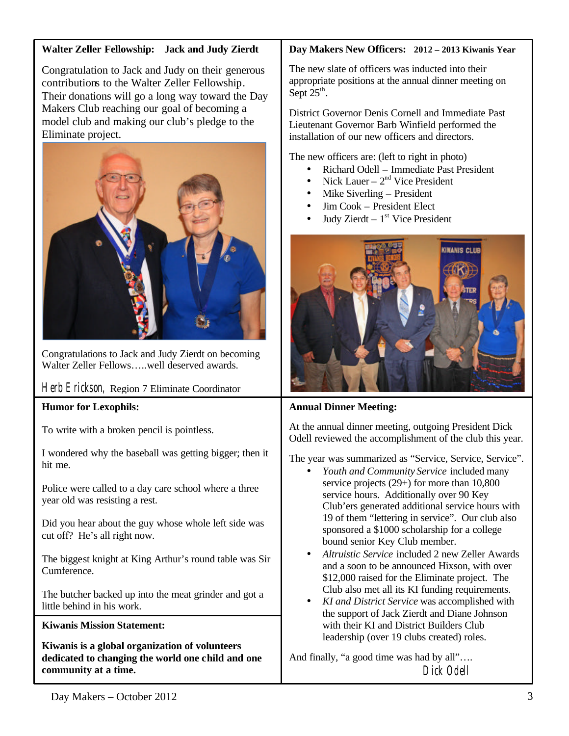## Walter Zeller Fellowship: Jack and Judy Zierdt

Congratulation to Jack and Judy on their generous contributions to the Walter Zeller Fellowship. Their donations will go a long way toward the Day Makers Club reaching our goal of becoming a model club and making our club's pledge to the Eliminate project.

Congratulations to Jack and Judy Zierdt on becoming Walter Zeller Fellows…..well deserved awards.

Herb Erickson, Region 7 Eliminate Coordinator

## Day Makers New Officers: 2012 – 2013 Kiwanis Year

The new slate of officers was inducted into their appropriate positions at the annual dinner meeting on Sept 25th.

District Governor Denis Cornell and Immediate Past Lieutenant Governor Barb Winfield performed the installation of our new officers and directors.

The new officers are: (left to right in photo)

- Richard Odell – Immediate Past President
- Nick Lauer – 2nd Vice President
- Mike Siverling – President
- Jim Cook – President Elect
- Judy Zierdt – 1st Vice President

## Humor for Lexophils:

To write with a broken pencil is pointless.

I wondered why the baseball was getting bigger; then it hit me.

Police were called to a day care school where a three year old was resisting a rest.

Did you hear about the guy whose whole left side was cut off? He's all right now.

The biggest knight at King Arthur's round table was Sir Cumference.

The butcher backed up into the meat grinder and got a little behind in his work.

## Kiwanis Mission Statement:

**Kiwanis is a global organization of volunteers dedicated to changing the world one child and one community at a time.**

## Annual Dinner Meeting:

At the annual dinner meeting, outgoing President Dick Odell reviewed the accomplishment of the club this year.

The year was summarized as "Service, Service, Service".

- *Youth and Community Service* included many service projects (29+) for more than 10,800 service hours. Additionally over 90 Key Club'ers generated additional service hours with 19 of them "lettering in service". Our club also sponsored a $1000 scholarship for a college bound senior Key Club member.
- *Altruistic Service* included 2 new Zeller Awards and a soon to be announced Hixson, with over $12,000 raised for the Eliminate project. The Club also met all its KI funding requirements.
- *KI and District Service* was accomplished with the support of Jack Zierdt and Diane Johnson with their KI and District Builders Club leadership (over 19 clubs created) roles.

And finally, "a good time was had by all"….

Dick Odell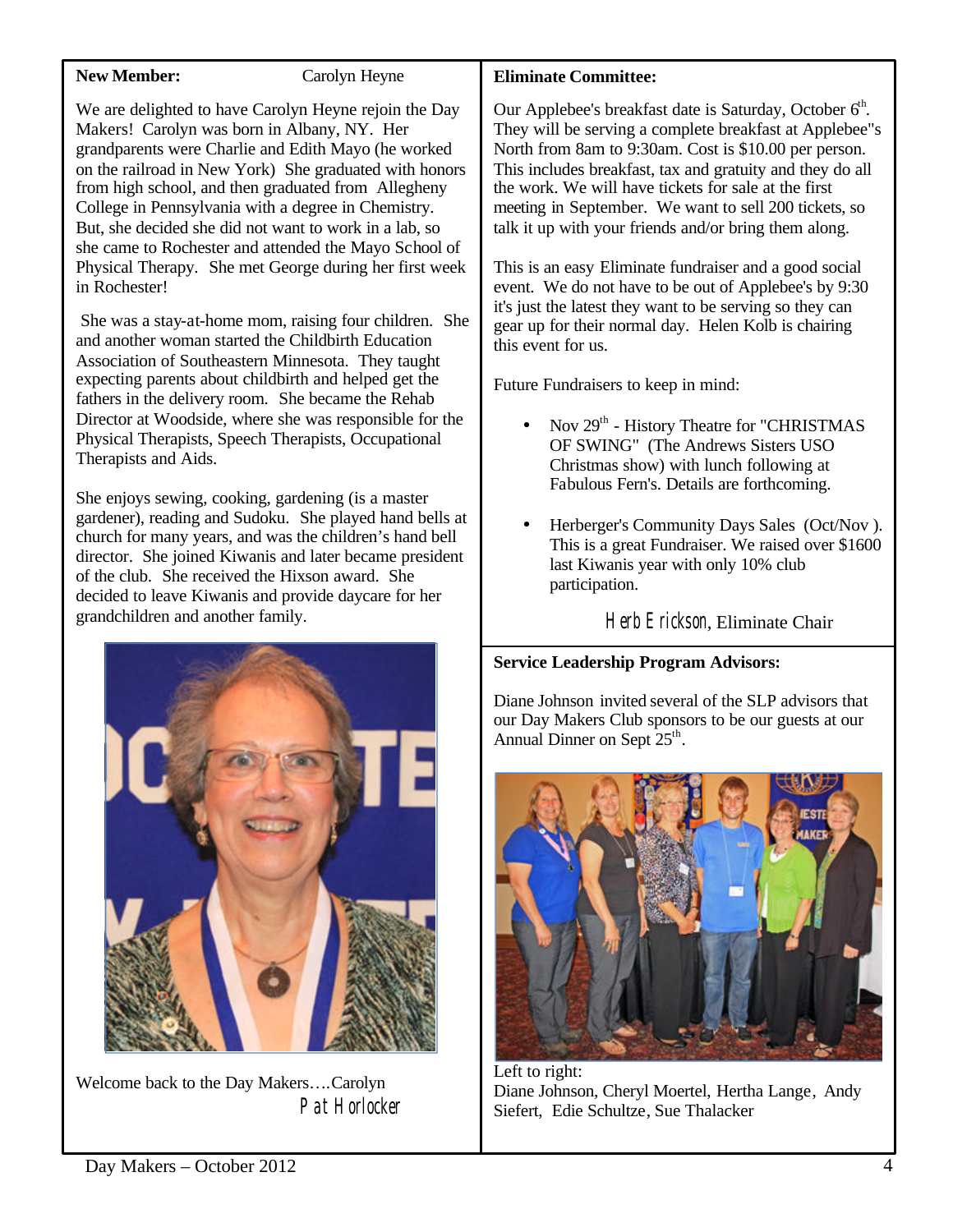**New Member:** Carolyn Heyne

We are delighted to have Carolyn Heyne rejoin the Day Makers! Carolyn was born in Albany, NY. Her grandparents were Charlie and Edith Mayo (he worked on the railroad in New York) She graduated with honors from high school, and then graduated from Allegheny College in Pennsylvania with a degree in Chemistry. But, she decided she did not want to work in a lab, so she came to Rochester and attended the Mayo School of Physical Therapy. She met George during her first week in Rochester!

She was a stay-at-home mom, raising four children. She and another woman started the Childbirth Education Association of Southeastern Minnesota. They taught expecting parents about childbirth and helped get the fathers in the delivery room. She became the Rehab Director at Woodside, where she was responsible for the Physical Therapists, Speech Therapists, Occupational Therapists and Aids.

She enjoys sewing, cooking, gardening (is a master gardener), reading and Sudoku. She played hand bells at church for many years, and was the children's hand bell director. She joined Kiwanis and later became president of the club. She received the Hixson award. She decided to leave Kiwanis and provide daycare for her grandchildren and another family.

Welcome back to the Day Makers….Carolyn

Pat Horlocker

**Eliminate Committee:**

Our Applebee's breakfast date is Saturday, October 6th. They will be serving a complete breakfast at Applebee"s North from 8am to 9:30am. Cost is $10.00 per person. This includes breakfast, tax and gratuity and they do all the work. We will have tickets for sale at the first meeting in September. We want to sell 200 tickets, so talk it up with your friends and/or bring them along.

This is an easy Eliminate fundraiser and a good social event. We do not have to be out of Applebee's by 9:30 it's just the latest they want to be serving so they can gear up for their normal day. Helen Kolb is chairing this event for us.

Future Fundraisers to keep in mind:

- Nov 29th - History Theatre for "CHRISTMAS OF SWING" (The Andrews Sisters USO Christmas show) with lunch following at Fabulous Fern's. Details are forthcoming.
- Herberger's Community Days Sales (Oct/Nov ). This is a great Fundraiser. We raised over $1600 last Kiwanis year with only 10% club participation.

Herb Erickson, Eliminate Chair

**Service Leadership Program Advisors:**

Diane Johnson invited several of the SLP advisors that our Day Makers Club sponsors to be our guests at our Annual Dinner on Sept 25th.

Left to right:
Diane Johnson, Cheryl Moertel, Hertha Lange, Andy Siefert, Edie Schultze, Sue Thalacker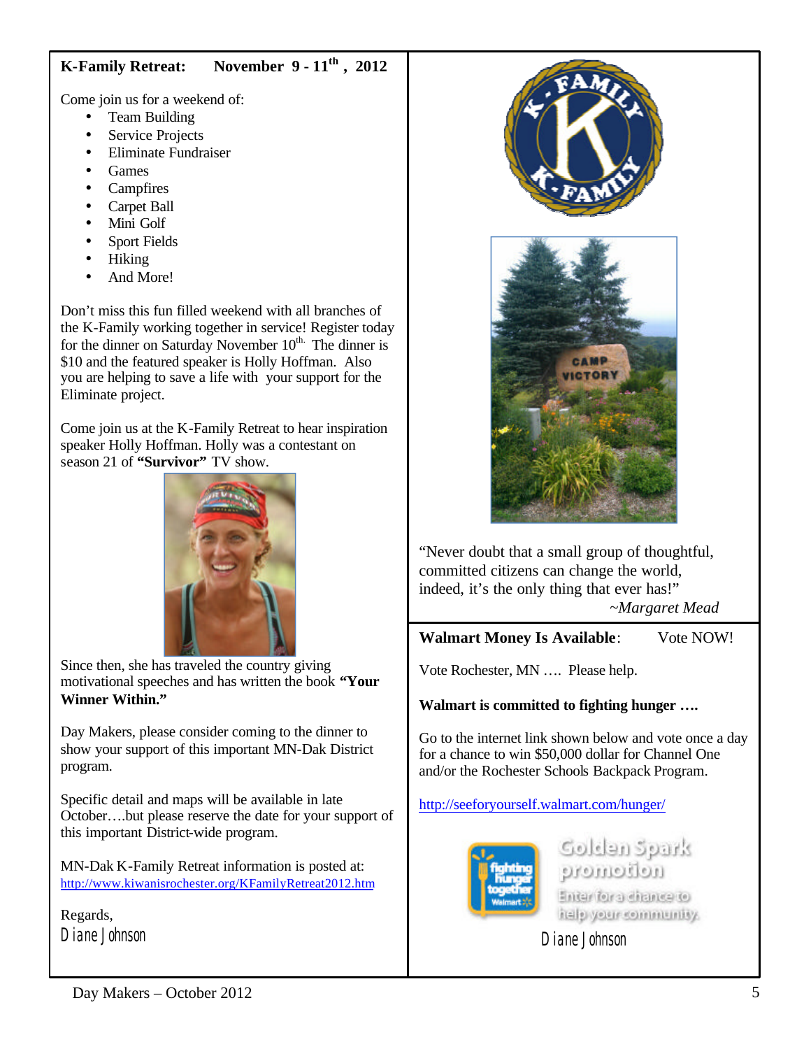**K-Family Retreat:** **November 9 - 11th, 2012**

Come join us for a weekend of:

- Team Building
- Service Projects
- Eliminate Fundraiser
- Games
- Campfires
- Carpet Ball
- Mini Golf
- Sport Fields
- Hiking
- And More!

Don't miss this fun filled weekend with all branches of the K-Family working together in service! Register today for the dinner on Saturday November 10th. The dinner is $10 and the featured speaker is Holly Hoffman. Also you are helping to save a life with your support for the Eliminate project.

Come join us at the K-Family Retreat to hear inspiration speaker Holly Hoffman. Holly was a contestant on season 21 of **"Survivor"** TV show.

Since then, she has traveled the country giving motivational speeches and has written the book **"Your Winner Within."**

Day Makers, please consider coming to the dinner to show your support of this important MN-Dak District program.

Specific detail and maps will be available in late October….but please reserve the date for your support of this important District-wide program.

MN-Dak K-Family Retreat information is posted at:
http://www.kiwanisrochester.org/KFamilyRetreat2012.htm

Regards,
Diane Johnson

"Never doubt that a small group of thoughtful, committed citizens can change the world, indeed, it's the only thing that ever has!"
~*Margaret Mead*

**Walmart Money Is Available**: Vote NOW!

Vote Rochester, MN …. Please help.

**Walmart is committed to fighting hunger ….**

Go to the internet link shown below and vote once a day for a chance to win $50,000 dollar for Channel One and/or the Rochester Schools Backpack Program.

http://seeforyourself.walmart.com/hunger/

Golden Spark promotion
Enter for a chance to help your community.

Diane Johnson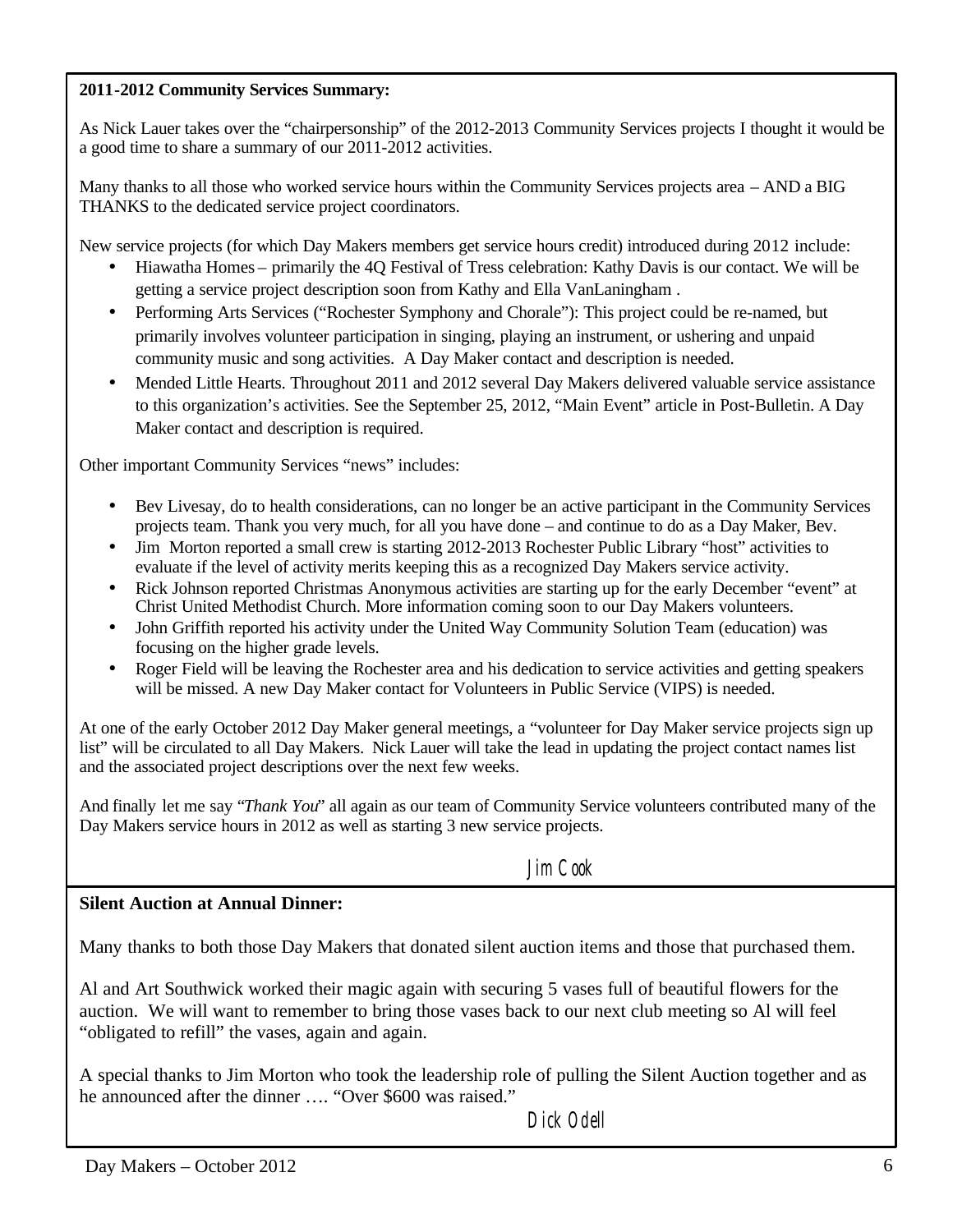**2011-2012 Community Services Summary:**

As Nick Lauer takes over the "chairpersonship" of the 2012-2013 Community Services projects I thought it would be a good time to share a summary of our 2011-2012 activities.

Many thanks to all those who worked service hours within the Community Services projects area – AND a BIG THANKS to the dedicated service project coordinators.

New service projects (for which Day Makers members get service hours credit) introduced during 2012 include:

- Hiawatha Homes – primarily the 4Q Festival of Tress celebration: Kathy Davis is our contact. We will be getting a service project description soon from Kathy and Ella VanLaningham .
- Performing Arts Services ("Rochester Symphony and Chorale"): This project could be re-named, but primarily involves volunteer participation in singing, playing an instrument, or ushering and unpaid community music and song activities. A Day Maker contact and description is needed.
- Mended Little Hearts. Throughout 2011 and 2012 several Day Makers delivered valuable service assistance to this organization's activities. See the September 25, 2012, "Main Event" article in Post-Bulletin. A Day Maker contact and description is required.

Other important Community Services "news" includes:

- Bev Livesay, do to health considerations, can no longer be an active participant in the Community Services projects team. Thank you very much, for all you have done – and continue to do as a Day Maker, Bev.
- Jim Morton reported a small crew is starting 2012-2013 Rochester Public Library "host" activities to evaluate if the level of activity merits keeping this as a recognized Day Makers service activity.
- Rick Johnson reported Christmas Anonymous activities are starting up for the early December "event" at Christ United Methodist Church. More information coming soon to our Day Makers volunteers.
- John Griffith reported his activity under the United Way Community Solution Team (education) was focusing on the higher grade levels.
- Roger Field will be leaving the Rochester area and his dedication to service activities and getting speakers will be missed. A new Day Maker contact for Volunteers in Public Service (VIPS) is needed.

At one of the early October 2012 Day Maker general meetings, a "volunteer for Day Maker service projects sign up list" will be circulated to all Day Makers. Nick Lauer will take the lead in updating the project contact names list and the associated project descriptions over the next few weeks.

And finally let me say "*Thank You*" all again as our team of Community Service volunteers contributed many of the Day Makers service hours in 2012 as well as starting 3 new service projects.

Jim Cook

**Silent Auction at Annual Dinner:**

Many thanks to both those Day Makers that donated silent auction items and those that purchased them.

Al and Art Southwick worked their magic again with securing 5 vases full of beautiful flowers for the auction. We will want to remember to bring those vases back to our next club meeting so Al will feel "obligated to refill" the vases, again and again.

A special thanks to Jim Morton who took the leadership role of pulling the Silent Auction together and as he announced after the dinner …. "Over $600 was raised."

Dick Odell